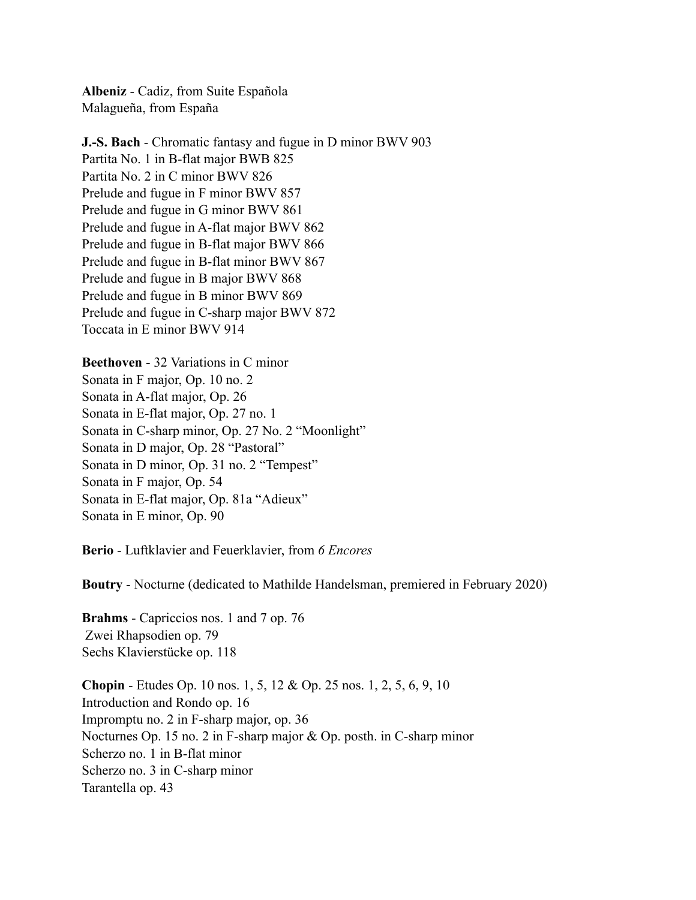**Albeniz** - Cadiz, from Suite Española
Malagueña, from España

**J.-S. Bach** - Chromatic fantasy and fugue in D minor BWV 903
Partita No. 1 in B-flat major BWB 825
Partita No. 2 in C minor BWV 826
Prelude and fugue in F minor BWV 857
Prelude and fugue in G minor BWV 861
Prelude and fugue in A-flat major BWV 862
Prelude and fugue in B-flat major BWV 866
Prelude and fugue in B-flat minor BWV 867
Prelude and fugue in B major BWV 868
Prelude and fugue in B minor BWV 869
Prelude and fugue in C-sharp major BWV 872
Toccata in E minor BWV 914

**Beethoven** - 32 Variations in C minor
Sonata in F major, Op. 10 no. 2
Sonata in A-flat major, Op. 26
Sonata in E-flat major, Op. 27 no. 1
Sonata in C-sharp minor, Op. 27 No. 2 "Moonlight"
Sonata in D major, Op. 28 "Pastoral"
Sonata in D minor, Op. 31 no. 2 "Tempest"
Sonata in F major, Op. 54
Sonata in E-flat major, Op. 81a "Adieux"
Sonata in E minor, Op. 90

**Berio** - Luftklavier and Feuerklavier, from *6 Encores*

**Boutry** - Nocturne (dedicated to Mathilde Handelsman, premiered in February 2020)

**Brahms** - Capriccios nos. 1 and 7 op. 76
Zwei Rhapsodien op. 79
Sechs Klavierstücke op. 118

**Chopin** - Etudes Op. 10 nos. 1, 5, 12 & Op. 25 nos. 1, 2, 5, 6, 9, 10
Introduction and Rondo op. 16
Impromptu no. 2 in F-sharp major, op. 36
Nocturnes Op. 15 no. 2 in F-sharp major & Op. posth. in C-sharp minor
Scherzo no. 1 in B-flat minor
Scherzo no. 3 in C-sharp minor
Tarantella op. 43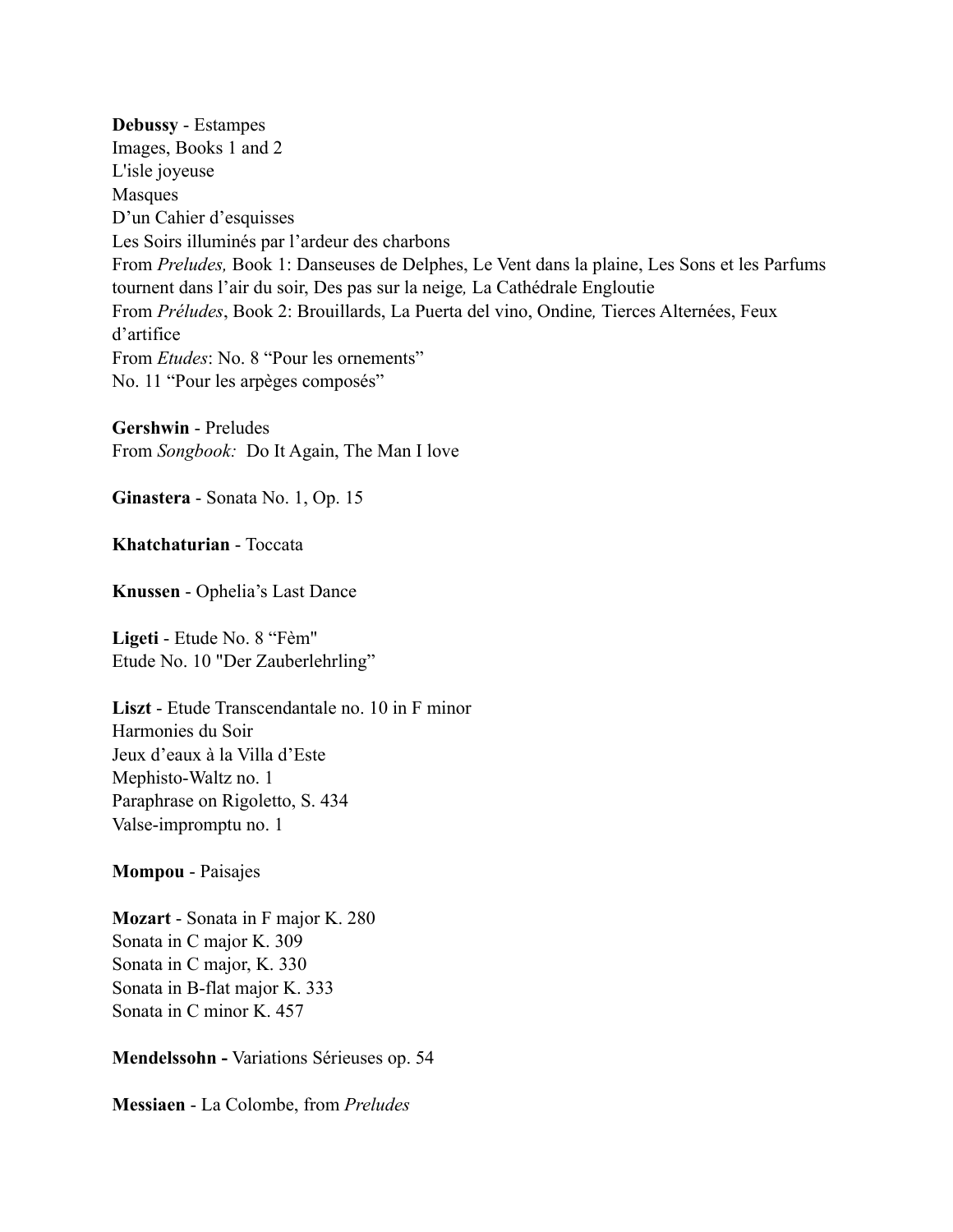**Debussy** - Estampes
Images, Books 1 and 2
L'isle joyeuse
Masques
D'un Cahier d'esquisses
Les Soirs illuminés par l'ardeur des charbons
From *Preludes,* Book 1: Danseuses de Delphes, Le Vent dans la plaine, Les Sons et les Parfums tournent dans l'air du soir, Des pas sur la neige*,* La Cathédrale Engloutie
From *Préludes*, Book 2: Brouillards, La Puerta del vino, Ondine*,* Tierces Alternées, Feux d'artifice
From *Etudes*: No. 8 "Pour les ornements"
No. 11 "Pour les arpèges composés"

**Gershwin** - Preludes
From *Songbook:* Do It Again, The Man I love

**Ginastera** - Sonata No. 1, Op. 15

**Khatchaturian** - Toccata

**Knussen** - Ophelia's Last Dance

**Ligeti** - Etude No. 8 "Fèm"
Etude No. 10 "Der Zauberlehrling"

**Liszt** - Etude Transcendantale no. 10 in F minor
Harmonies du Soir
Jeux d'eaux à la Villa d'Este
Mephisto-Waltz no. 1
Paraphrase on Rigoletto, S. 434
Valse-impromptu no. 1

**Mompou** - Paisajes

**Mozart** - Sonata in F major K. 280
Sonata in C major K. 309
Sonata in C major, K. 330
Sonata in B-flat major K. 333
Sonata in C minor K. 457

**Mendelssohn -** Variations Sérieuses op. 54

**Messiaen** - La Colombe, from *Preludes*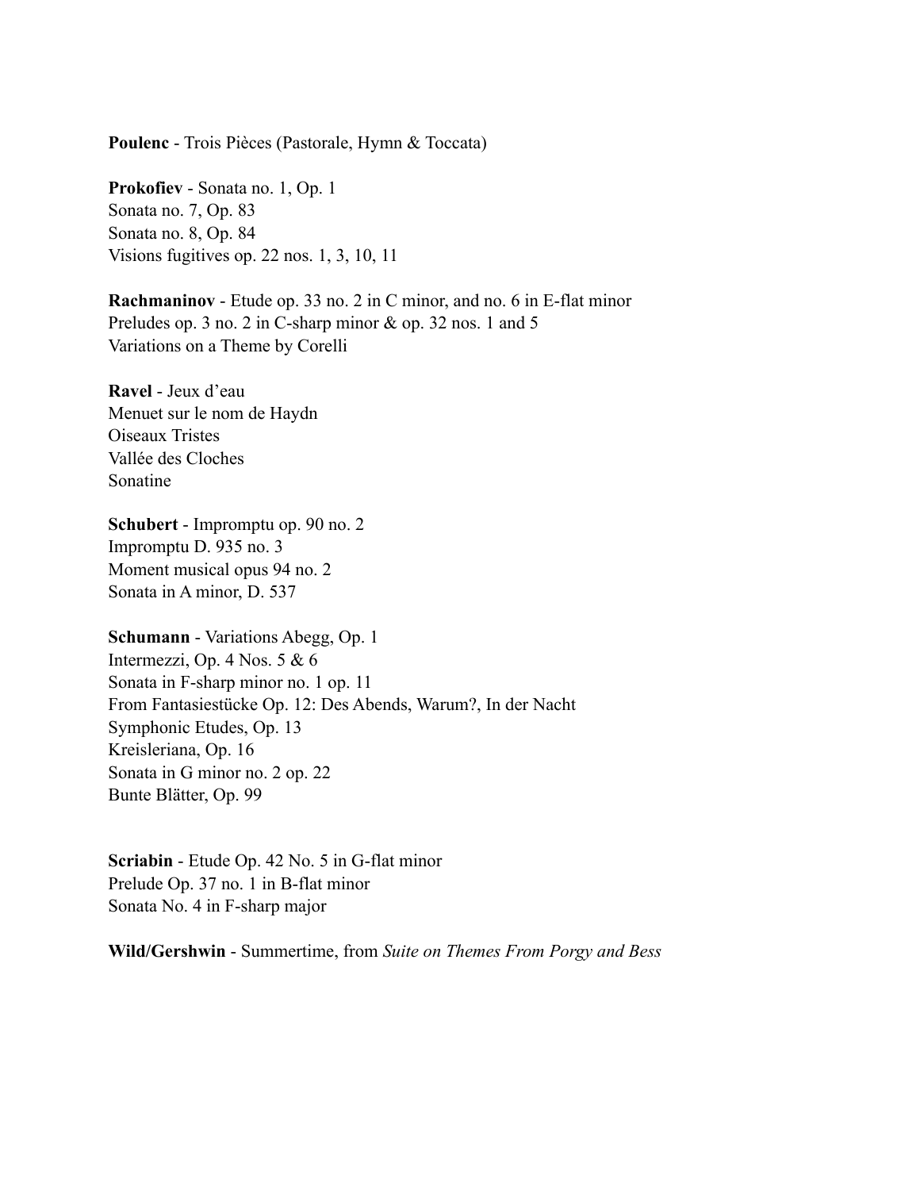**Poulenc** - Trois Pièces (Pastorale, Hymn & Toccata)

**Prokofiev** - Sonata no. 1, Op. 1
Sonata no. 7, Op. 83
Sonata no. 8, Op. 84
Visions fugitives op. 22 nos. 1, 3, 10, 11

**Rachmaninov** - Etude op. 33 no. 2 in C minor, and no. 6 in E-flat minor
Preludes op. 3 no. 2 in C-sharp minor & op. 32 nos. 1 and 5
Variations on a Theme by Corelli

**Ravel** - Jeux d'eau
Menuet sur le nom de Haydn
Oiseaux Tristes
Vallée des Cloches
Sonatine

**Schubert** - Impromptu op. 90 no. 2
Impromptu D. 935 no. 3
Moment musical opus 94 no. 2
Sonata in A minor, D. 537

**Schumann** - Variations Abegg, Op. 1
Intermezzi, Op. 4 Nos. 5 & 6
Sonata in F-sharp minor no. 1 op. 11
From Fantasiestücke Op. 12: Des Abends, Warum?, In der Nacht
Symphonic Etudes, Op. 13
Kreisleriana, Op. 16
Sonata in G minor no. 2 op. 22
Bunte Blätter, Op. 99

**Scriabin** - Etude Op. 42 No. 5 in G-flat minor
Prelude Op. 37 no. 1 in B-flat minor
Sonata No. 4 in F-sharp major

**Wild/Gershwin** - Summertime, from *Suite on Themes From Porgy and Bess*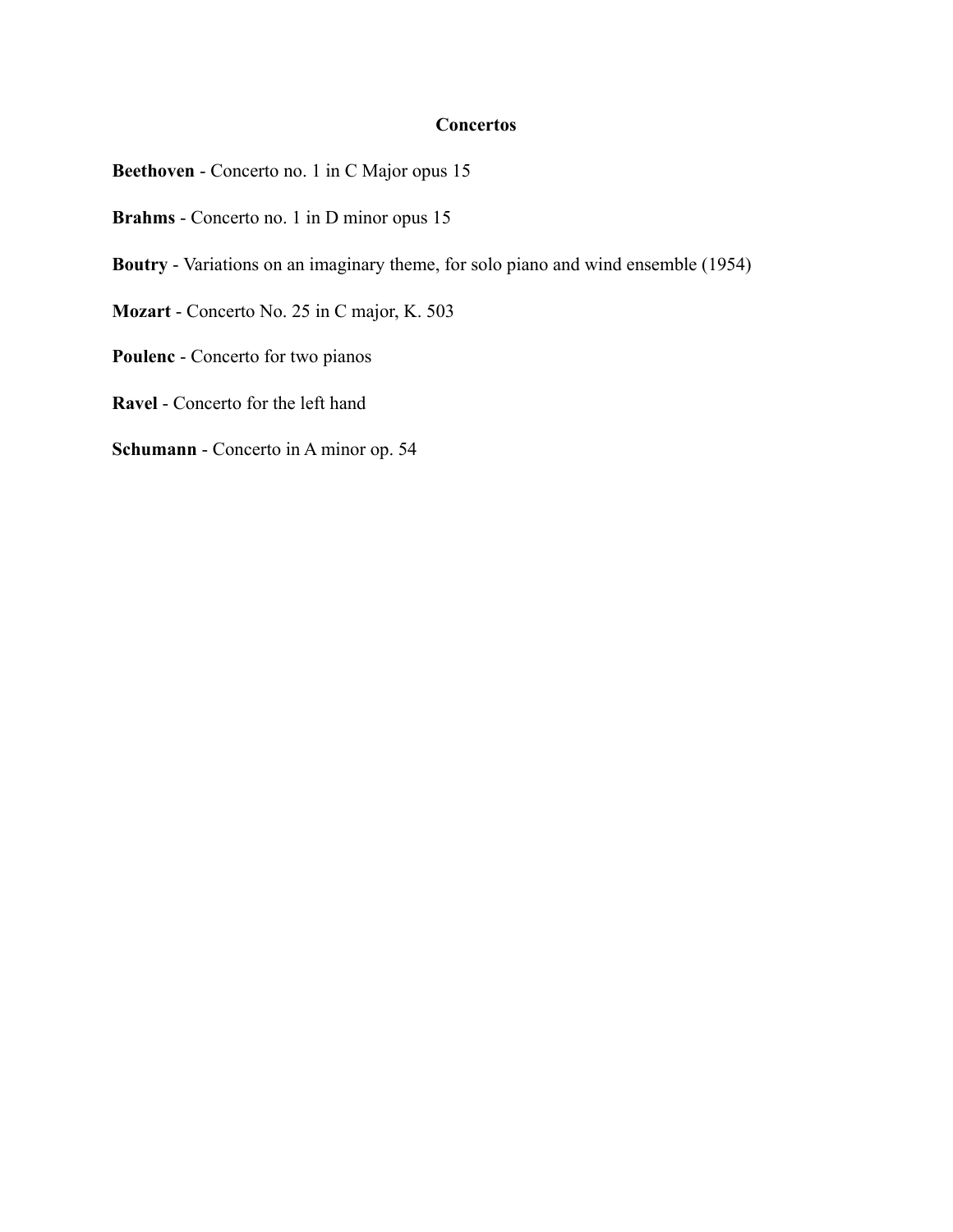## Concertos

**Beethoven** - Concerto no. 1 in C Major opus 15

**Brahms** - Concerto no. 1 in D minor opus 15

**Boutry** - Variations on an imaginary theme, for solo piano and wind ensemble (1954)

**Mozart** - Concerto No. 25 in C major, K. 503

**Poulenc** - Concerto for two pianos

**Ravel** - Concerto for the left hand

**Schumann** - Concerto in A minor op. 54